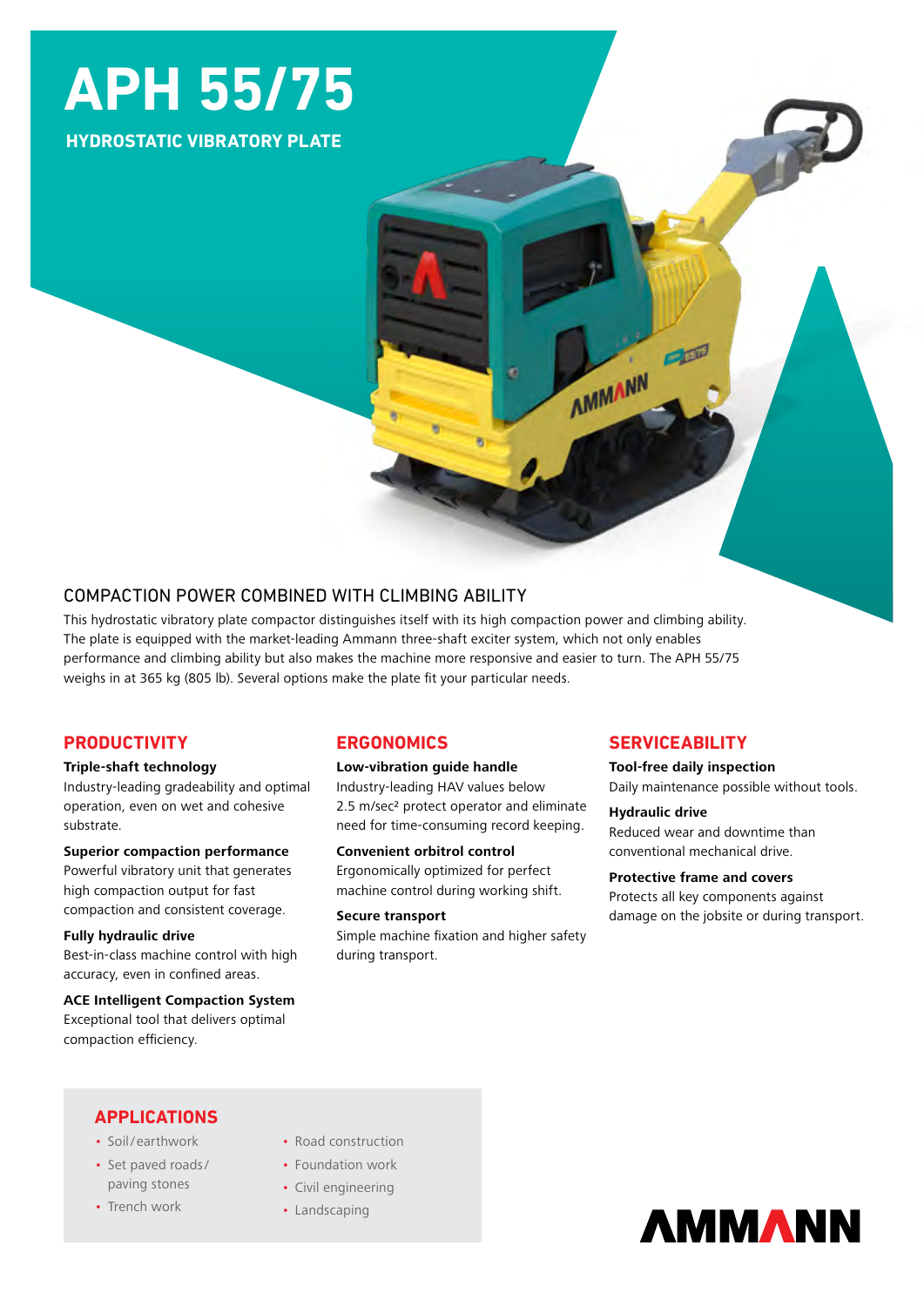# APH 55/75

**HYDROSTATIC VIBRATORY PLATE**

## COMPACTION POWER COMBINED WITH CLIMBING ABILITY

This hydrostatic vibratory plate compactor distinguishes itself with its high compaction power and climbing ability. The plate is equipped with the market-leading Ammann three-shaft exciter system, which not only enables performance and climbing ability but also makes the machine more responsive and easier to turn. The APH 55/75 weighs in at 365 kg (805 lb). Several options make the plate fit your particular needs.

## PRODUCTIVITY

**Triple-shaft technology**
Industry-leading gradeability and optimal operation, even on wet and cohesive substrate.

**Superior compaction performance**
Powerful vibratory unit that generates high compaction output for fast compaction and consistent coverage.

**Fully hydraulic drive**
Best-in-class machine control with high accuracy, even in confined areas.

**ACE Intelligent Compaction System**
Exceptional tool that delivers optimal compaction efficiency.

## ERGONOMICS

**Low-vibration guide handle**
Industry-leading HAV values below 2.5 m/sec² protect operator and eliminate need for time-consuming record keeping.

**Convenient orbitrol control**
Ergonomically optimized for perfect machine control during working shift.

**Secure transport**
Simple machine fixation and higher safety during transport.

## SERVICEABILITY

**Tool-free daily inspection**
Daily maintenance possible without tools.

**Hydraulic drive**
Reduced wear and downtime than conventional mechanical drive.

**Protective frame and covers**
Protects all key components against damage on the jobsite or during transport.

## APPLICATIONS

- Soil/earthwork
- Set paved roads/paving stones
- Trench work
- Road construction
- Foundation work
- Civil engineering
- Landscaping

AMMANN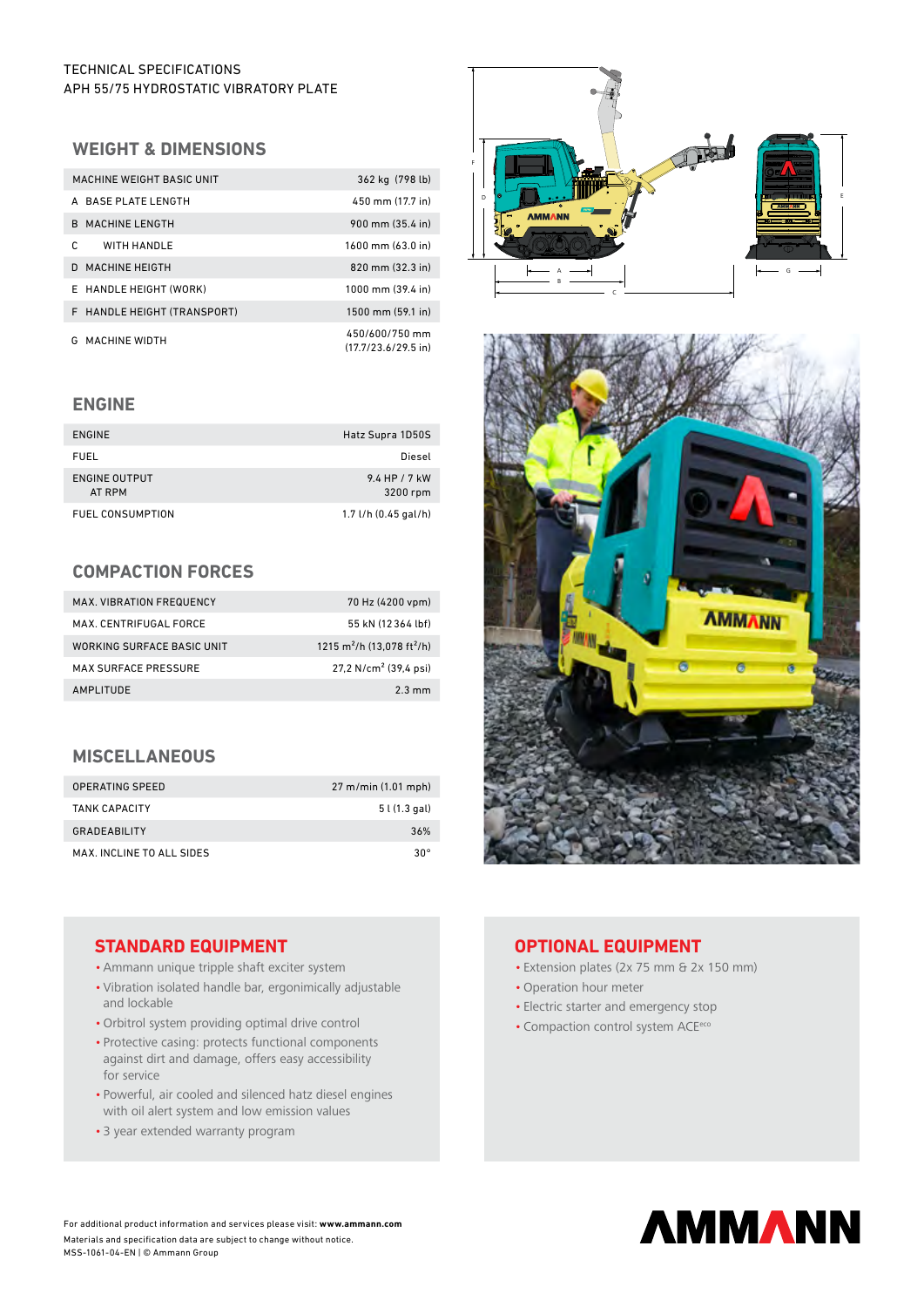TECHNICAL SPECIFICATIONS
APH 55/75 HYDROSTATIC VIBRATORY PLATE

## WEIGHT & DIMENSIONS

| | |
|---|---|
| MACHINE WEIGHT BASIC UNIT | 362 kg (798 lb) |
| A BASE PLATE LENGTH | 450 mm (17.7 in) |
| B MACHINE LENGTH | 900 mm (35.4 in) |
| C WITH HANDLE | 1600 mm (63.0 in) |
| D MACHINE HEIGTH | 820 mm (32.3 in) |
| E HANDLE HEIGHT (WORK) | 1000 mm (39.4 in) |
| F HANDLE HEIGHT (TRANSPORT) | 1500 mm (59.1 in) |
| G MACHINE WIDTH | 450/600/750 mm (17.7/23.6/29.5 in) |

## ENGINE

| | |
|---|---|
| ENGINE | Hatz Supra 1D50S |
| FUEL | Diesel |
| ENGINE OUTPUT AT RPM | 9.4 HP / 7 kW 3200 rpm |
| FUEL CONSUMPTION | 1.7 l/h (0.45 gal/h) |

## COMPACTION FORCES

| | |
|---|---|
| MAX. VIBRATION FREQUENCY | 70 Hz (4200 vpm) |
| MAX. CENTRIFUGAL FORCE | 55 kN (12364 lbf) |
| WORKING SURFACE BASIC UNIT | 1215 $m^2$/h (13,078 $ft^2$/h) |
| MAX SURFACE PRESSURE | 27,2 N/$cm^2$ (39,4 psi) |
| AMPLITUDE | 2.3 mm |

## MISCELLANEOUS

| | |
|---|---|
| OPERATING SPEED | 27 m/min (1.01 mph) |
| TANK CAPACITY | 5 l (1.3 gal) |
| GRADEABILITY | 36% |
| MAX. INCLINE TO ALL SIDES | 30° |

## STANDARD EQUIPMENT

- Ammann unique tripple shaft exciter system
- Vibration isolated handle bar, ergonimically adjustable and lockable
- Orbitrol system providing optimal drive control
- Protective casing: protects functional components against dirt and damage, offers easy accessibility for service
- Powerful, air cooled and silenced hatz diesel engines with oil alert system and low emission values
- 3 year extended warranty program

## OPTIONAL EQUIPMENT

- Extension plates (2x 75 mm & 2x 150 mm)
- Operation hour meter
- Electric starter and emergency stop
- Compaction control system ACE[eco]

For additional product information and services please visit: **www.ammann.com**
Materials and specification data are subject to change without notice.
MSS-1061-04-EN | © Ammann Group